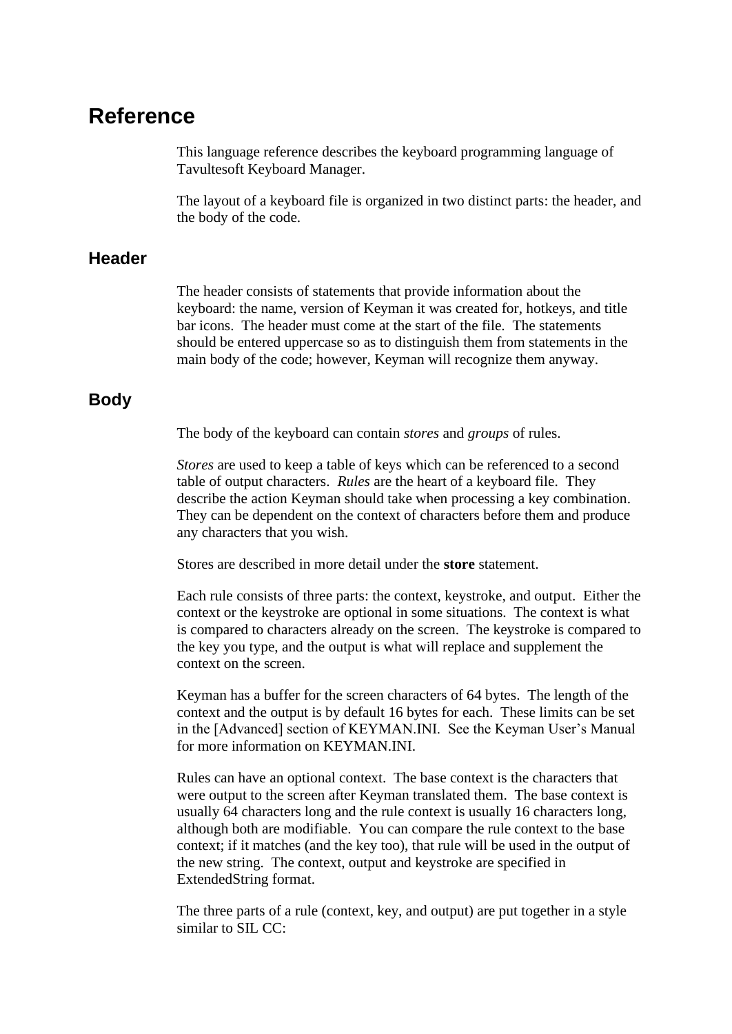# Reference

This language reference describes the keyboard programming language of Tavultesoft Keyboard Manager.

The layout of a keyboard file is organized in two distinct parts: the header, and the body of the code.

## Header

The header consists of statements that provide information about the keyboard: the name, version of Keyman it was created for, hotkeys, and title bar icons. The header must come at the start of the file. The statements should be entered uppercase so as to distinguish them from statements in the main body of the code; however, Keyman will recognize them anyway.

## Body

The body of the keyboard can contain *stores* and *groups* of rules.

*Stores* are used to keep a table of keys which can be referenced to a second table of output characters. *Rules* are the heart of a keyboard file. They describe the action Keyman should take when processing a key combination. They can be dependent on the context of characters before them and produce any characters that you wish.

Stores are described in more detail under the **store** statement.

Each rule consists of three parts: the context, keystroke, and output. Either the context or the keystroke are optional in some situations. The context is what is compared to characters already on the screen. The keystroke is compared to the key you type, and the output is what will replace and supplement the context on the screen.

Keyman has a buffer for the screen characters of 64 bytes. The length of the context and the output is by default 16 bytes for each. These limits can be set in the [Advanced] section of KEYMAN.INI. See the Keyman User's Manual for more information on KEYMAN.INI.

Rules can have an optional context. The base context is the characters that were output to the screen after Keyman translated them. The base context is usually 64 characters long and the rule context is usually 16 characters long, although both are modifiable. You can compare the rule context to the base context; if it matches (and the key too), that rule will be used in the output of the new string. The context, output and keystroke are specified in ExtendedString format.

The three parts of a rule (context, key, and output) are put together in a style similar to SIL CC: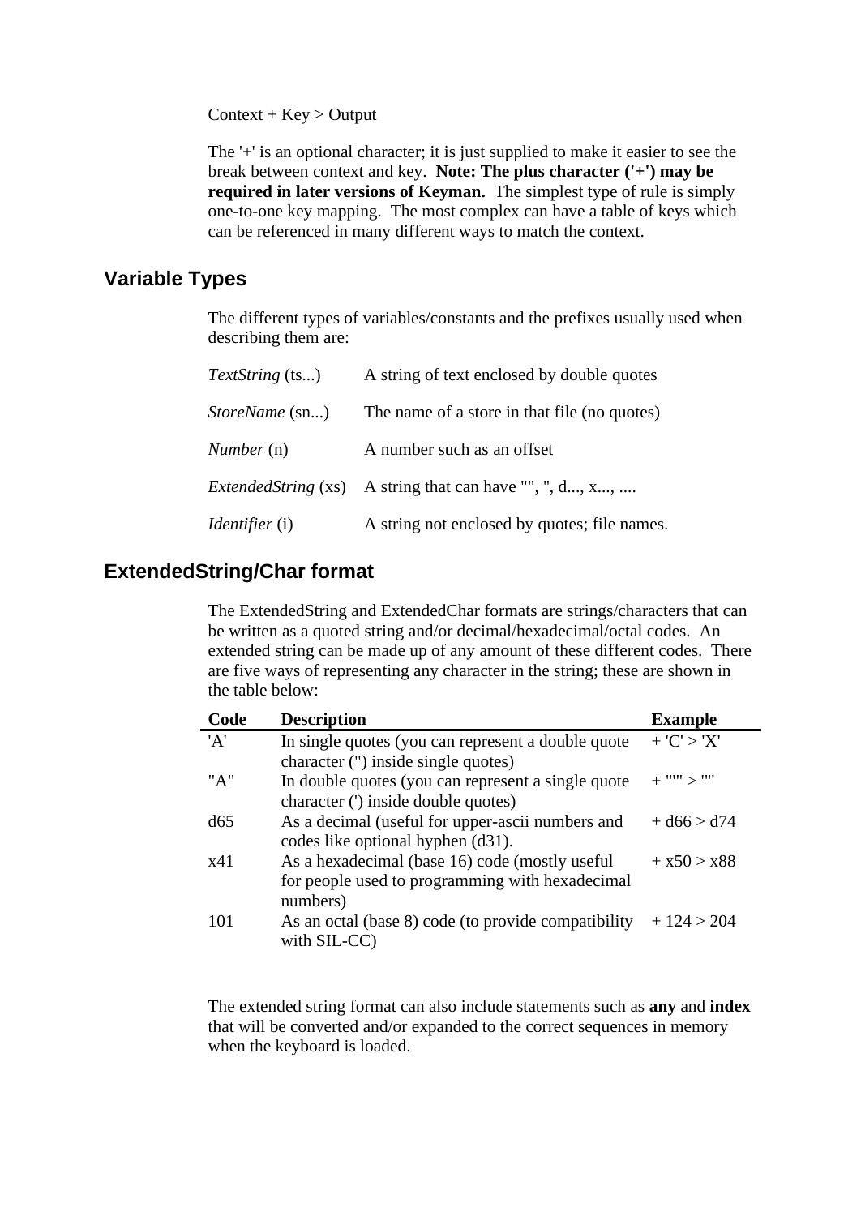Context + Key > Output

The '+' is an optional character; it is just supplied to make it easier to see the break between context and key. **Note: The plus character ('+') may be required in later versions of Keyman.** The simplest type of rule is simply one-to-one key mapping. The most complex can have a table of keys which can be referenced in many different ways to match the context.

## Variable Types

The different types of variables/constants and the prefixes usually used when describing them are:

| | |
|---|---|
| *TextString* (ts...) | A string of text enclosed by double quotes |
| *StoreName* (sn...) | The name of a store in that file (no quotes) |
| *Number* (n) | A number such as an offset |
| *ExtendedString* (xs) | A string that can have "", ", d..., x..., .... |
| *Identifier* (i) | A string not enclosed by quotes; file names. |

## ExtendedString/Char format

The ExtendedString and ExtendedChar formats are strings/characters that can be written as a quoted string and/or decimal/hexadecimal/octal codes. An extended string can be made up of any amount of these different codes. There are five ways of representing any character in the string; these are shown in the table below:

| **Code** | **Description** | **Example** |
|---|---|---|
| 'A' | In single quotes (you can represent a double quote character (") inside single quotes) | + 'C' > 'X' |
| "A" | In double quotes (you can represent a single quote character (') inside double quotes) | + "'" > "'" |
| d65 | As a decimal (useful for upper-ascii numbers and codes like optional hyphen (d31). | + d66 > d74 |
| x41 | As a hexadecimal (base 16) code (mostly useful for people used to programming with hexadecimal numbers) | + x50 > x88 |
| 101 | As an octal (base 8) code (to provide compatibility with SIL-CC) | + 124 > 204 |

The extended string format can also include statements such as **any** and **index** that will be converted and/or expanded to the correct sequences in memory when the keyboard is loaded.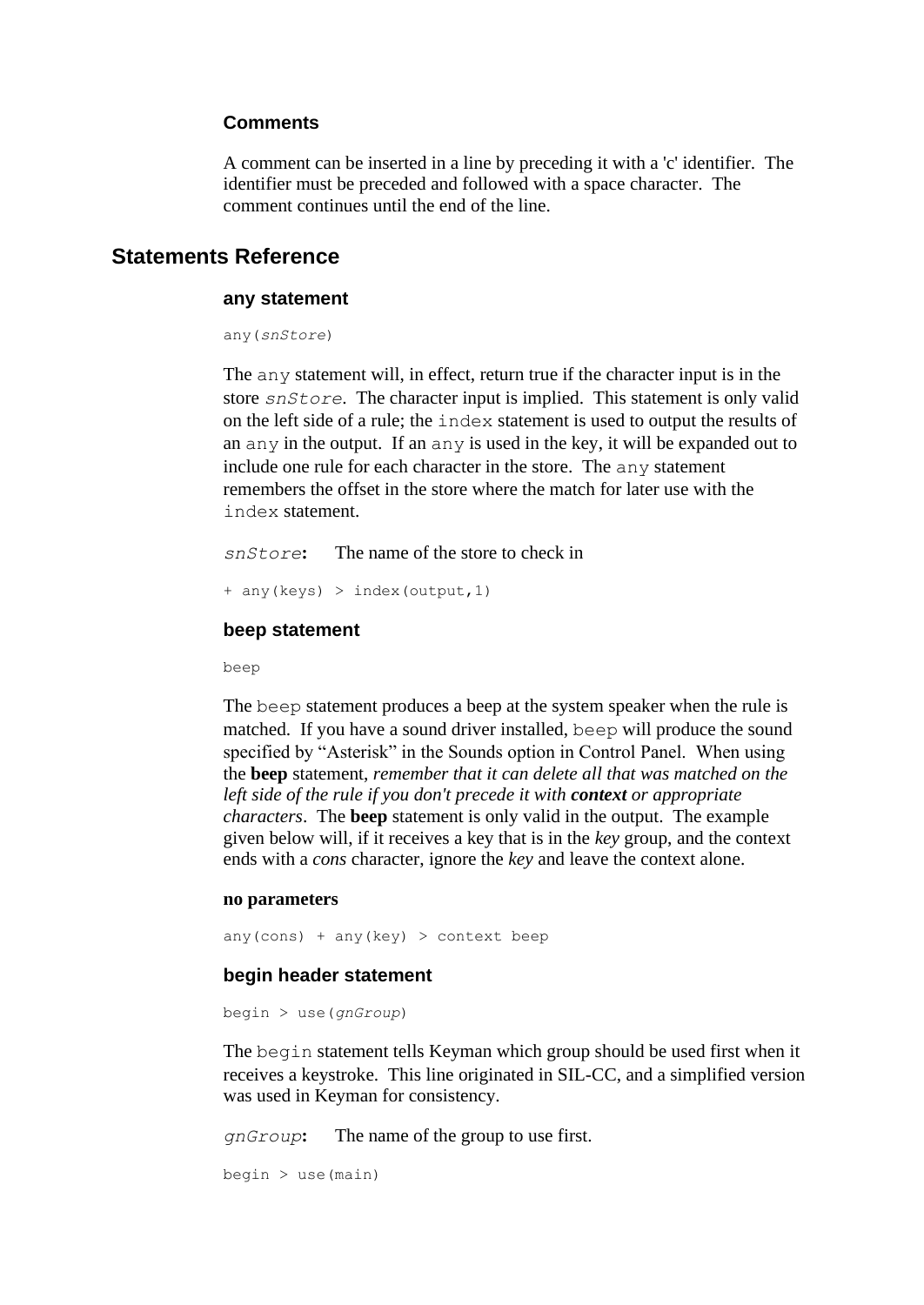### Comments

A comment can be inserted in a line by preceding it with a 'c' identifier.  The identifier must be preceded and followed with a space character.  The comment continues until the end of the line.

## Statements Reference

### any statement

```
any(snStore)
```

The `any` statement will, in effect, return true if the character input is in the store *snStore*.  The character input is implied.  This statement is only valid on the left side of a rule; the `index` statement is used to output the results of an `any` in the output.  If an `any` is used in the key, it will be expanded out to include one rule for each character in the store.  The `any` statement remembers the offset in the store where the match for later use with the `index` statement.

*snStore*: The name of the store to check in

```
+ any(keys) > index(output,1)
```

### beep statement

```
beep
```

The `beep` statement produces a beep at the system speaker when the rule is matched.  If you have a sound driver installed, `beep` will produce the sound specified by "Asterisk" in the Sounds option in Control Panel.  When using the **beep** statement, *remember that it can delete all that was matched on the left side of the rule if you don't precede it with **context** or appropriate characters*.  The **beep** statement is only valid in the output.  The example given below will, if it receives a key that is in the *key* group, and the context ends with a *cons* character, ignore the *key* and leave the context alone.

**no parameters**

```
any(cons) + any(key) > context beep
```

### begin header statement

```
begin > use(gnGroup)
```

The `begin` statement tells Keyman which group should be used first when it receives a keystroke.  This line originated in SIL-CC, and a simplified version was used in Keyman for consistency.

*gnGroup*: The name of the group to use first.

```
begin > use(main)
```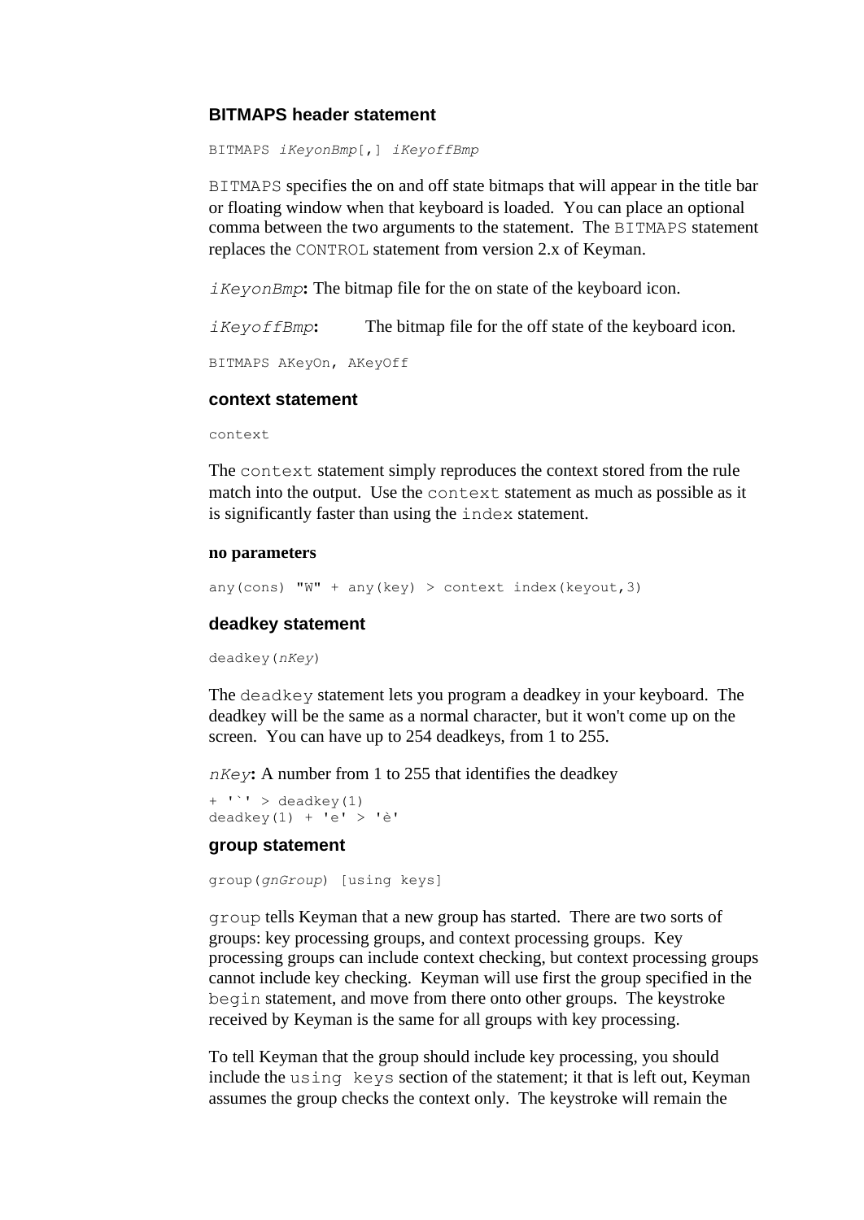### BITMAPS header statement

```
BITMAPS iKeyonBmp[,] iKeyoffBmp
```

`BITMAPS` specifies the on and off state bitmaps that will appear in the title bar or floating window when that keyboard is loaded. You can place an optional comma between the two arguments to the statement. The `BITMAPS` statement replaces the `CONTROL` statement from version 2.x of Keyman.

*iKeyonBmp*: The bitmap file for the on state of the keyboard icon.

*iKeyoffBmp*: The bitmap file for the off state of the keyboard icon.

```
BITMAPS AKeyOn, AKeyOff
```

### context statement

```
context
```

The `context` statement simply reproduces the context stored from the rule match into the output. Use the `context` statement as much as possible as it is significantly faster than using the `index` statement.

**no parameters**

```
any(cons) "W" + any(key) > context index(keyout,3)
```

### deadkey statement

```
deadkey(nKey)
```

The `deadkey` statement lets you program a deadkey in your keyboard. The deadkey will be the same as a normal character, but it won't come up on the screen. You can have up to 254 deadkeys, from 1 to 255.

*nKey*: A number from 1 to 255 that identifies the deadkey

```
+ '`' > deadkey(1)
deadkey(1) + 'e' > 'è'
```

### group statement

```
group(gnGroup) [using keys]
```

`group` tells Keyman that a new group has started. There are two sorts of groups: key processing groups, and context processing groups. Key processing groups can include context checking, but context processing groups cannot include key checking. Keyman will use first the group specified in the `begin` statement, and move from there onto other groups. The keystroke received by Keyman is the same for all groups with key processing.

To tell Keyman that the group should include key processing, you should include the `using keys` section of the statement; it that is left out, Keyman assumes the group checks the context only. The keystroke will remain the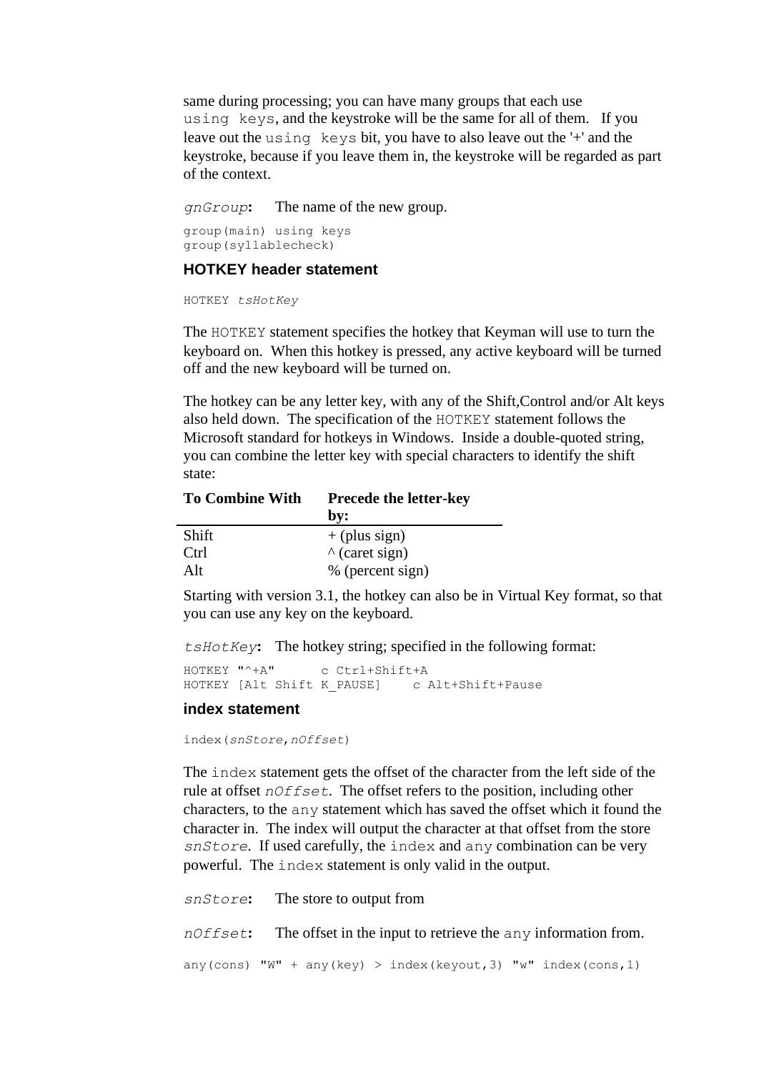same during processing; you can have many groups that each use `using keys`, and the keystroke will be the same for all of them. If you leave out the `using keys` bit, you have to also leave out the '+' and the keystroke, because if you leave them in, the keystroke will be regarded as part of the context.

*gnGroup*: The name of the new group.

```
group(main) using keys
group(syllablecheck)
```

### HOTKEY header statement

```
HOTKEY tsHotKey
```

The `HOTKEY` statement specifies the hotkey that Keyman will use to turn the keyboard on. When this hotkey is pressed, any active keyboard will be turned off and the new keyboard will be turned on.

The hotkey can be any letter key, with any of the Shift,Control and/or Alt keys also held down. The specification of the `HOTKEY` statement follows the Microsoft standard for hotkeys in Windows. Inside a double-quoted string, you can combine the letter key with special characters to identify the shift state:

| To Combine With | Precede the letter-key by: |
|---|---|
| Shift | + (plus sign) |
| Ctrl | ^ (caret sign) |
| Alt | % (percent sign) |

Starting with version 3.1, the hotkey can also be in Virtual Key format, so that you can use any key on the keyboard.

*tsHotKey*: The hotkey string; specified in the following format:

```
HOTKEY "^+A"      c Ctrl+Shift+A
HOTKEY [Alt Shift K_PAUSE]    c Alt+Shift+Pause
```

### index statement

```
index(snStore,nOffset)
```

The `index` statement gets the offset of the character from the left side of the rule at offset *nOffset*. The offset refers to the position, including other characters, to the `any` statement which has saved the offset which it found the character in. The index will output the character at that offset from the store *snStore*. If used carefully, the `index` and `any` combination can be very powerful. The `index` statement is only valid in the output.

*snStore*: The store to output from

*nOffset*: The offset in the input to retrieve the `any` information from.

```
any(cons) "W" + any(key) > index(keyout,3) "w" index(cons,1)
```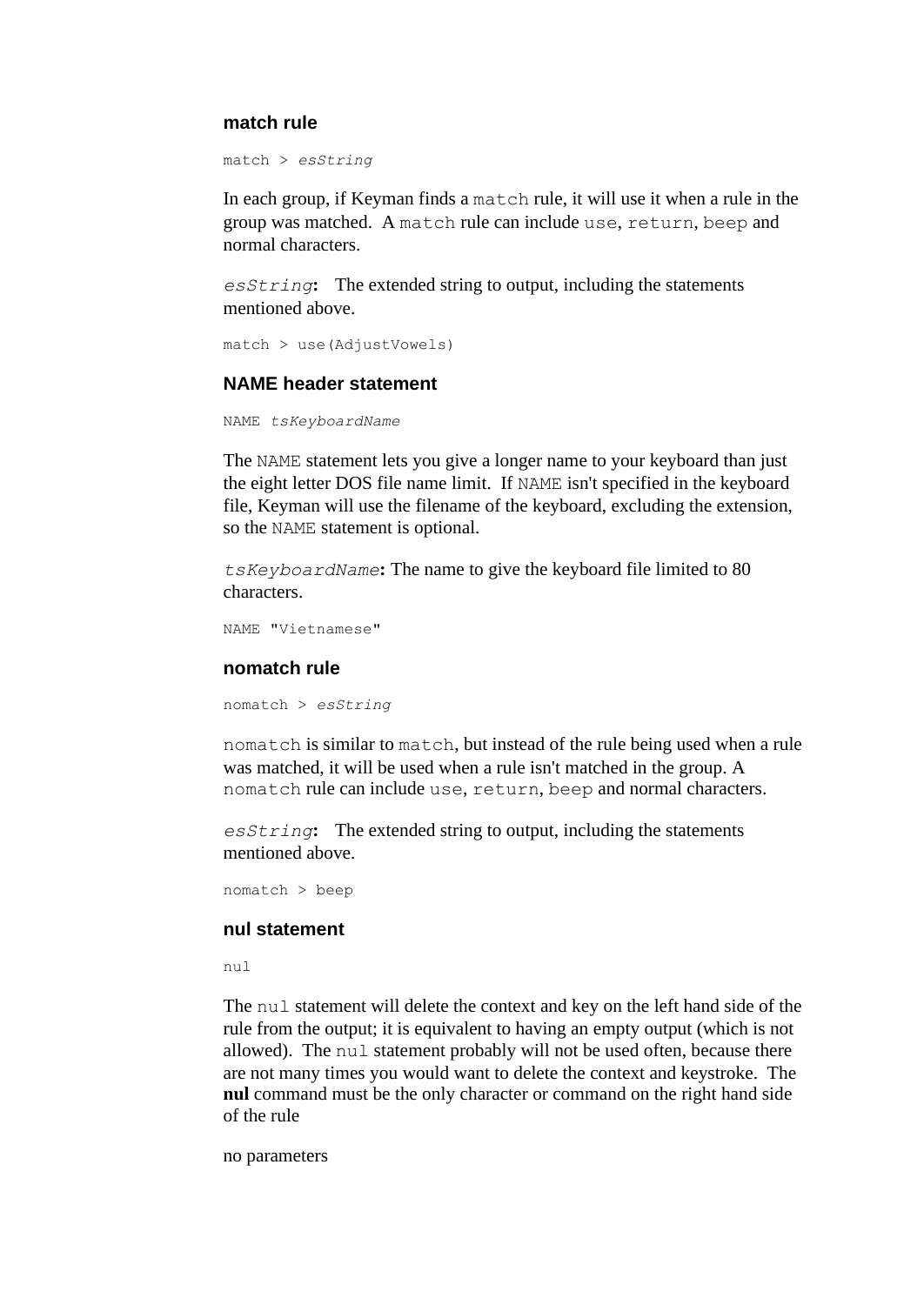### match rule

```
match > esString
```

In each group, if Keyman finds a `match` rule, it will use it when a rule in the group was matched. A `match` rule can include `use`, `return`, `beep` and normal characters.

*esString*: The extended string to output, including the statements mentioned above.

```
match > use(AdjustVowels)
```

### NAME header statement

```
NAME tsKeyboardName
```

The `NAME` statement lets you give a longer name to your keyboard than just the eight letter DOS file name limit. If `NAME` isn't specified in the keyboard file, Keyman will use the filename of the keyboard, excluding the extension, so the `NAME` statement is optional.

*tsKeyboardName*: The name to give the keyboard file limited to 80 characters.

```
NAME "Vietnamese"
```

### nomatch rule

```
nomatch > esString
```

`nomatch` is similar to `match`, but instead of the rule being used when a rule was matched, it will be used when a rule isn't matched in the group. A `nomatch` rule can include `use`, `return`, `beep` and normal characters.

*esString*: The extended string to output, including the statements mentioned above.

```
nomatch > beep
```

### nul statement

```
nul
```

The `nul` statement will delete the context and key on the left hand side of the rule from the output; it is equivalent to having an empty output (which is not allowed). The `nul` statement probably will not be used often, because there are not many times you would want to delete the context and keystroke. The **nul** command must be the only character or command on the right hand side of the rule

no parameters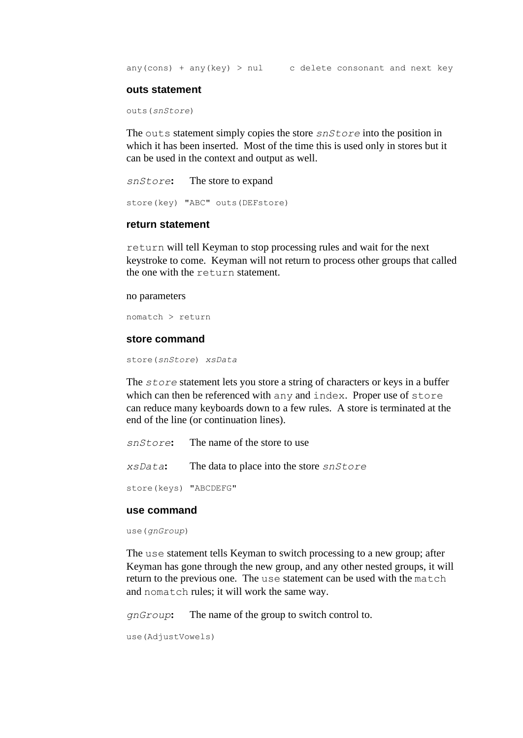```
any(cons) + any(key) > nul     c delete consonant and next key
```

### outs statement

```
outs(snStore)
```

The `outs` statement simply copies the store *snStore* into the position in which it has been inserted. Most of the time this is used only in stores but it can be used in the context and output as well.

*snStore*: The store to expand

```
store(key) "ABC" outs(DEFstore)
```

### return statement

`return` will tell Keyman to stop processing rules and wait for the next keystroke to come. Keyman will not return to process other groups that called the one with the `return` statement.

no parameters

```
nomatch > return
```

### store command

```
store(snStore) xsData
```

The *store* statement lets you store a string of characters or keys in a buffer which can then be referenced with `any` and `index`. Proper use of `store` can reduce many keyboards down to a few rules. A store is terminated at the end of the line (or continuation lines).

*snStore*: The name of the store to use

*xsData*: The data to place into the store *snStore*

```
store(keys) "ABCDEFG"
```

### use command

```
use(gnGroup)
```

The `use` statement tells Keyman to switch processing to a new group; after Keyman has gone through the new group, and any other nested groups, it will return to the previous one. The `use` statement can be used with the `match` and `nomatch` rules; it will work the same way.

*gnGroup*: The name of the group to switch control to.

```
use(AdjustVowels)
```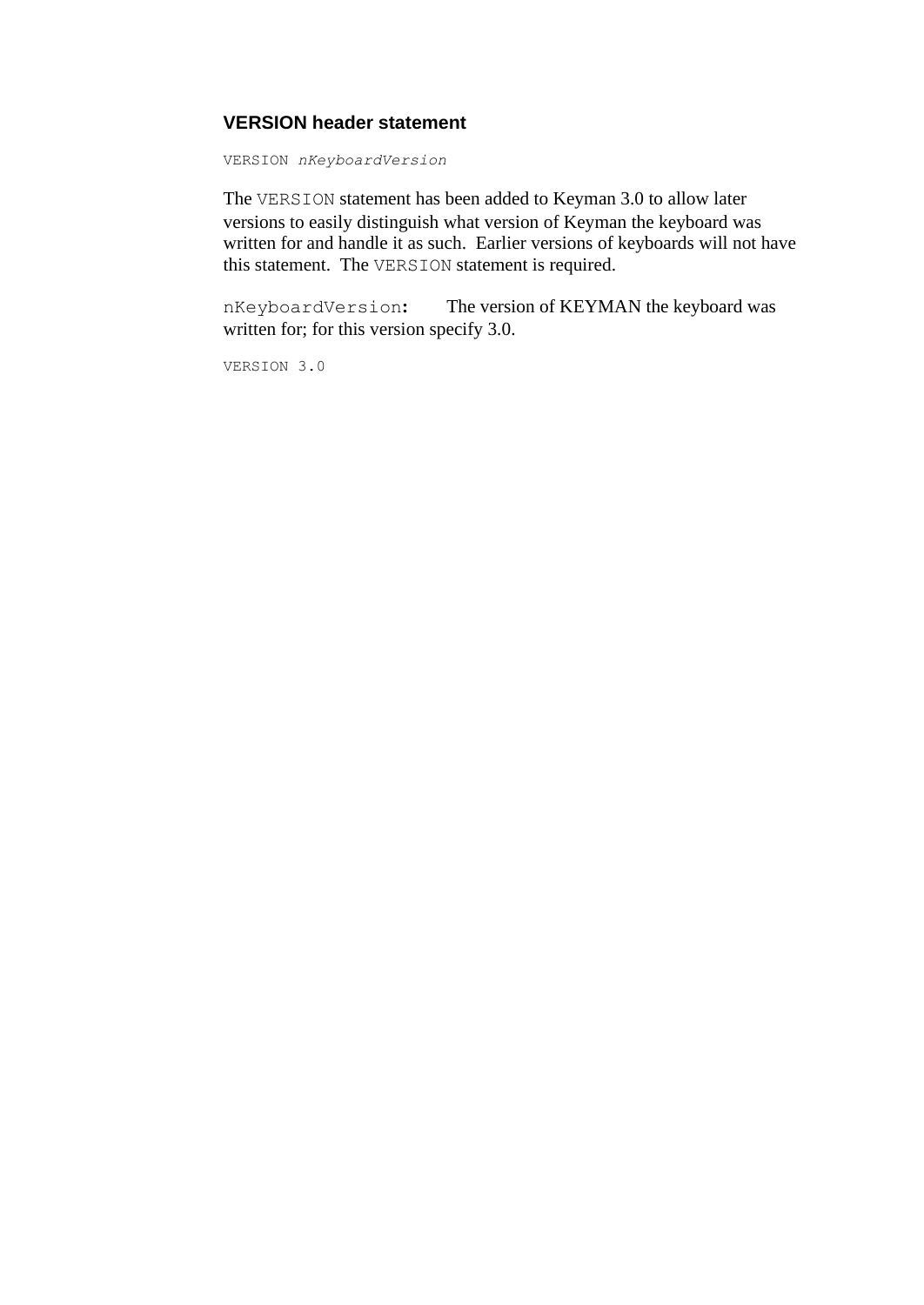### VERSION header statement

```
VERSION nKeyboardVersion
```

The `VERSION` statement has been added to Keyman 3.0 to allow later versions to easily distinguish what version of Keyman the keyboard was written for and handle it as such. Earlier versions of keyboards will not have this statement. The `VERSION` statement is required.

`nKeyboardVersion`: The version of KEYMAN the keyboard was written for; for this version specify 3.0.

```
VERSION 3.0
```